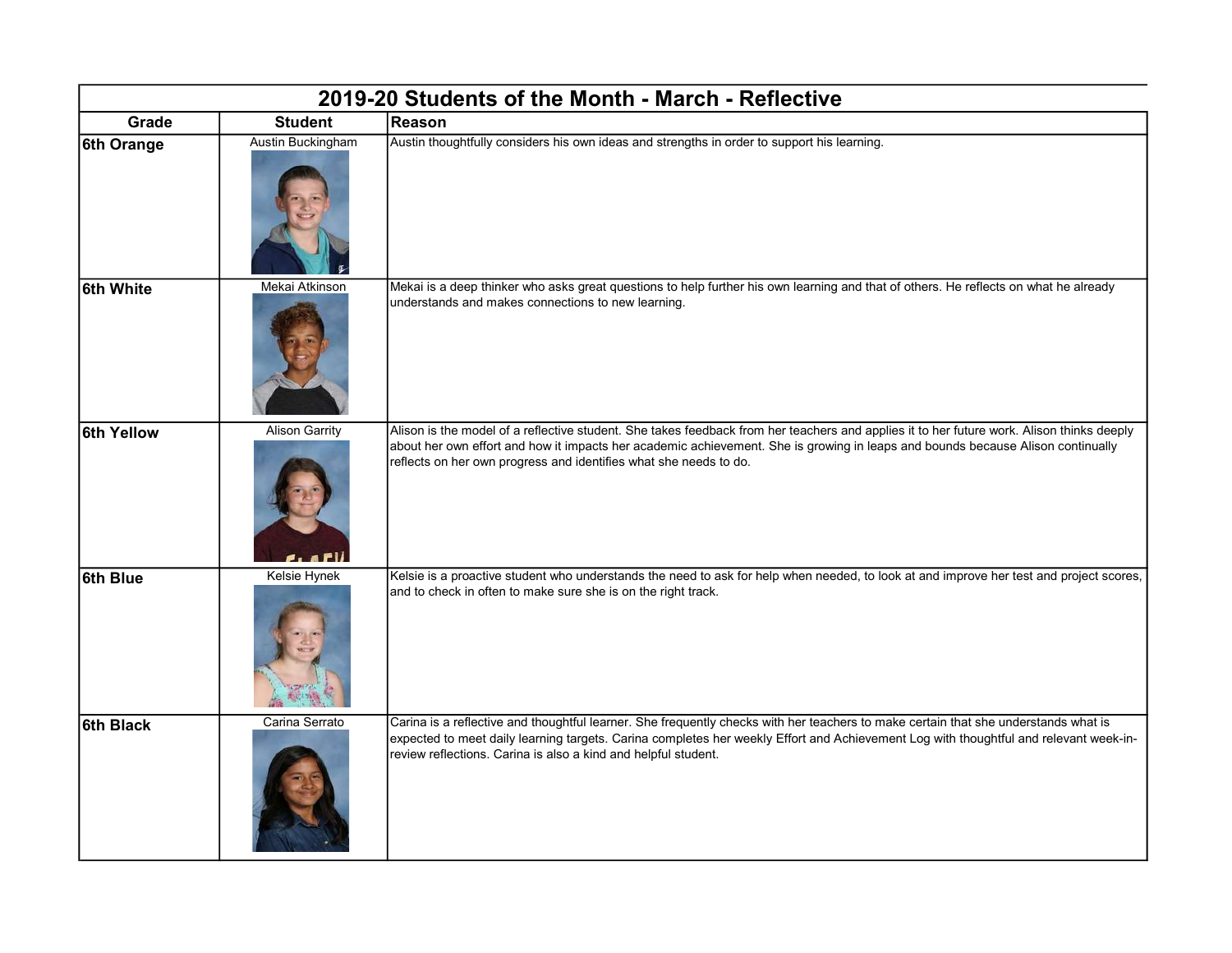# 2019-20 Students of the Month - March - Reflective

| Grade | Student | Reason |
|---|---|---|
| 6th Orange | Austin Buckingham | Austin thoughtfully considers his own ideas and strengths in order to support his learning. |
| 6th White | Mekai Atkinson | Mekai is a deep thinker who asks great questions to help further his own learning and that of others. He reflects on what he already understands and makes connections to new learning. |
| 6th Yellow | Alison Garrity | Alison is the model of a reflective student. She takes feedback from her teachers and applies it to her future work. Alison thinks deeply about her own effort and how it impacts her academic achievement. She is growing in leaps and bounds because Alison continually reflects on her own progress and identifies what she needs to do. |
| 6th Blue | Kelsie Hynek | Kelsie is a proactive student who understands the need to ask for help when needed, to look at and improve her test and project scores, and to check in often to make sure she is on the right track. |
| 6th Black | Carina Serrato | Carina is a reflective and thoughtful learner. She frequently checks with her teachers to make certain that she understands what is expected to meet daily learning targets. Carina completes her weekly Effort and Achievement Log with thoughtful and relevant week-in-review reflections. Carina is also a kind and helpful student. |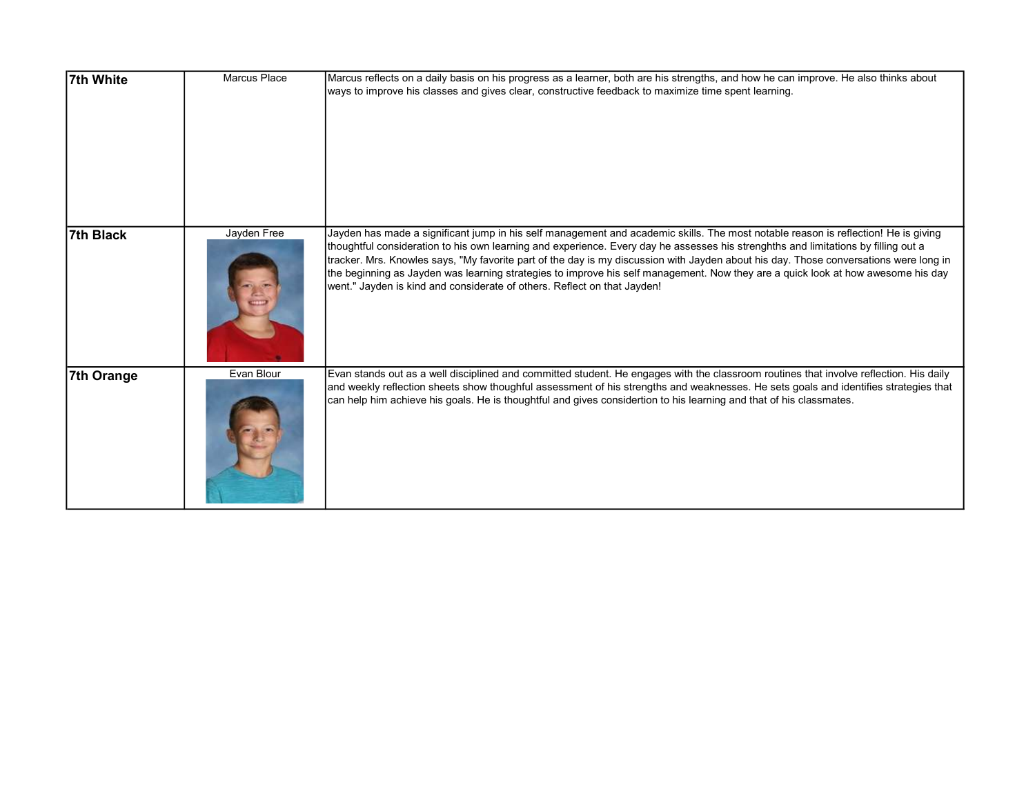| | | |
|---|---|---|
| **7th White** | Marcus Place | Marcus reflects on a daily basis on his progress as a learner, both are his strengths, and how he can improve. He also thinks about ways to improve his classes and gives clear, constructive feedback to maximize time spent learning. |
| **7th Black** | Jayden Free | Jayden has made a significant jump in his self management and academic skills. The most notable reason is reflection! He is giving thoughtful consideration to his own learning and experience. Every day he assesses his strenghths and limitations by filling out a tracker. Mrs. Knowles says, "My favorite part of the day is my discussion with Jayden about his day. Those conversations were long in the beginning as Jayden was learning strategies to improve his self management. Now they are a quick look at how awesome his day went." Jayden is kind and considerate of others. Reflect on that Jayden! |
| **7th Orange** | Evan Blour | Evan stands out as a well disciplined and committed student. He engages with the classroom routines that involve reflection. His daily and weekly reflection sheets show thoughtful assessment of his strengths and weaknesses. He sets goals and identifies strategies that can help him achieve his goals. He is thoughtful and gives considertion to his learning and that of his classmates. |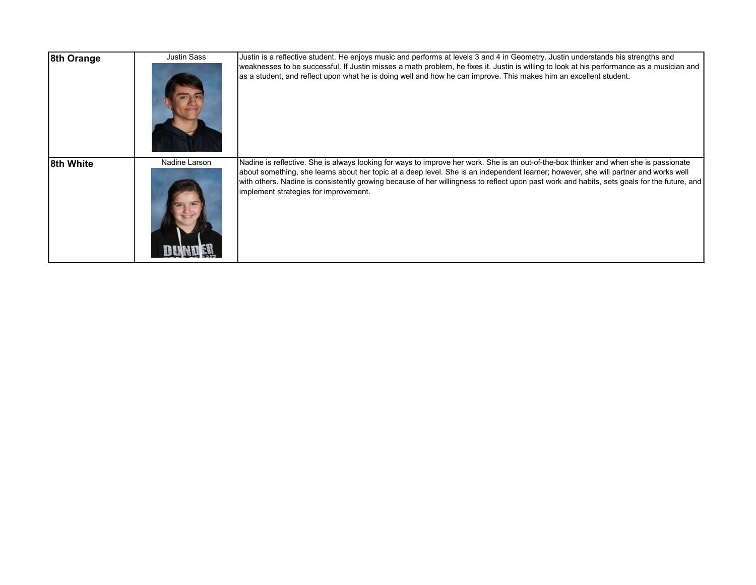| | | |
|---|---|---|
| **8th Orange** | Justin Sass | Justin is a reflective student. He enjoys music and performs at levels 3 and 4 in Geometry. Justin understands his strengths and weaknesses to be successful. If Justin misses a math problem, he fixes it. Justin is willing to look at his performance as a musician and as a student, and reflect upon what he is doing well and how he can improve. This makes him an excellent student. |
| **8th White** | Nadine Larson | Nadine is reflective. She is always looking for ways to improve her work. She is an out-of-the-box thinker and when she is passionate about something, she learns about her topic at a deep level. She is an independent learner; however, she will partner and works well with others. Nadine is consistently growing because of her willingness to reflect upon past work and habits, sets goals for the future, and implement strategies for improvement. |